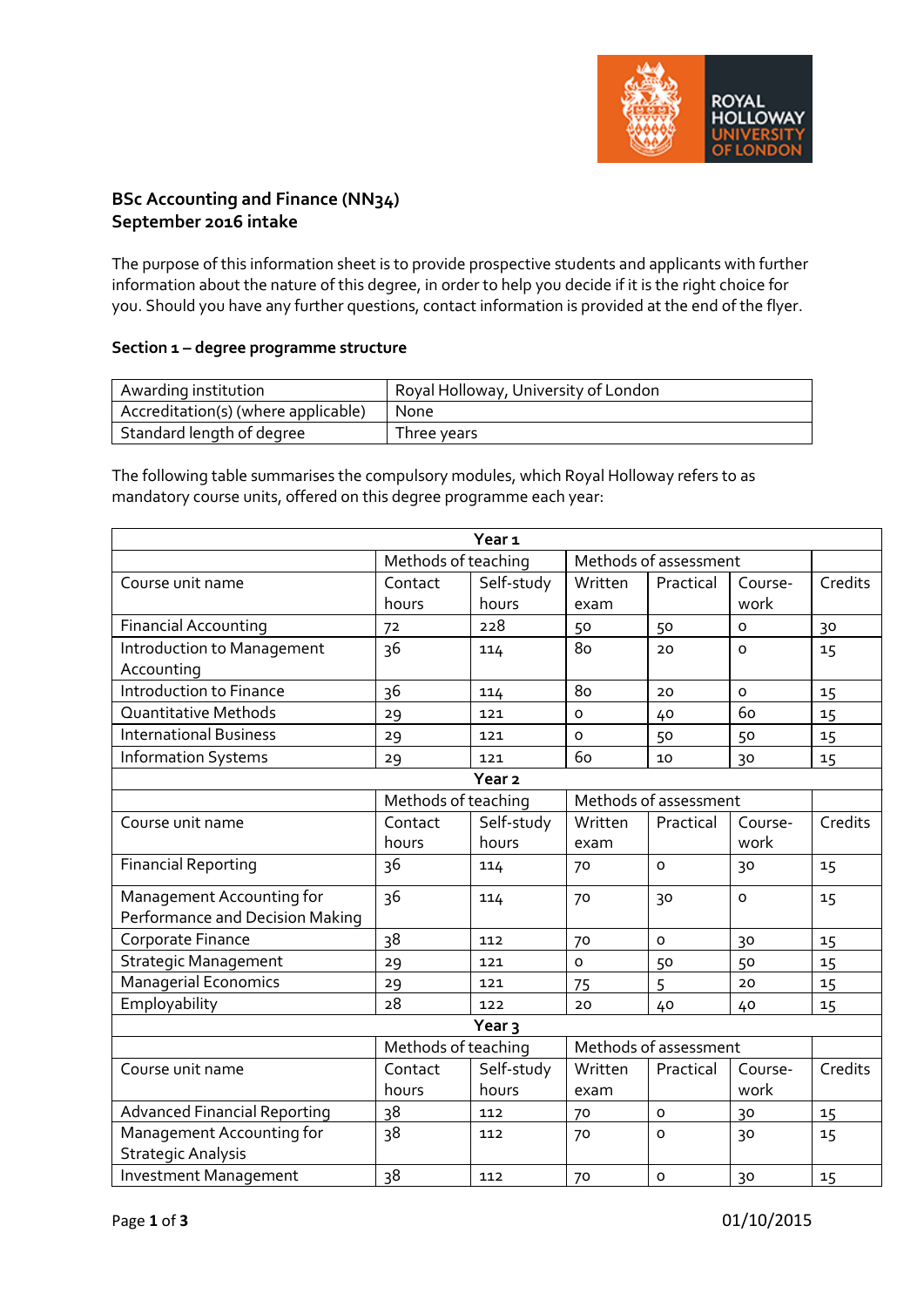**BSc Accounting and Finance (NN34)**
**September 2016 intake**

The purpose of this information sheet is to provide prospective students and applicants with further information about the nature of this degree, in order to help you decide if it is the right choice for you. Should you have any further questions, contact information is provided at the end of the flyer.

## Section 1 – degree programme structure

| Awarding institution | Royal Holloway, University of London |
|---|---|
| Accreditation(s) (where applicable) | None |
| Standard length of degree | Three years |

The following table summarises the compulsory modules, which Royal Holloway refers to as mandatory course units, offered on this degree programme each year:

| **Year 1** | | | | | | |
|---|---|---|---|---|---|---|
| | Methods of teaching | | Methods of assessment | | | |
| Course unit name | Contact hours | Self-study hours | Written exam | Practical | Course-work | Credits |
| Financial Accounting | 72 | 228 | 50 | 50 | 0 | 30 |
| Introduction to Management Accounting | 36 | 114 | 80 | 20 | 0 | 15 |
| Introduction to Finance | 36 | 114 | 80 | 20 | 0 | 15 |
| Quantitative Methods | 29 | 121 | 0 | 40 | 60 | 15 |
| International Business | 29 | 121 | 0 | 50 | 50 | 15 |
| Information Systems | 29 | 121 | 60 | 10 | 30 | 15 |
| **Year 2** | | | | | | |
| | Methods of teaching | | Methods of assessment | | | |
| Course unit name | Contact hours | Self-study hours | Written exam | Practical | Course-work | Credits |
| Financial Reporting | 36 | 114 | 70 | 0 | 30 | 15 |
| Management Accounting for Performance and Decision Making | 36 | 114 | 70 | 30 | 0 | 15 |
| Corporate Finance | 38 | 112 | 70 | 0 | 30 | 15 |
| Strategic Management | 29 | 121 | 0 | 50 | 50 | 15 |
| Managerial Economics | 29 | 121 | 75 | 5 | 20 | 15 |
| Employability | 28 | 122 | 20 | 40 | 40 | 15 |
| **Year 3** | | | | | | |
| | Methods of teaching | | Methods of assessment | | | |
| Course unit name | Contact hours | Self-study hours | Written exam | Practical | Course-work | Credits |
| Advanced Financial Reporting | 38 | 112 | 70 | 0 | 30 | 15 |
| Management Accounting for Strategic Analysis | 38 | 112 | 70 | 0 | 30 | 15 |
| Investment Management | 38 | 112 | 70 | 0 | 30 | 15 |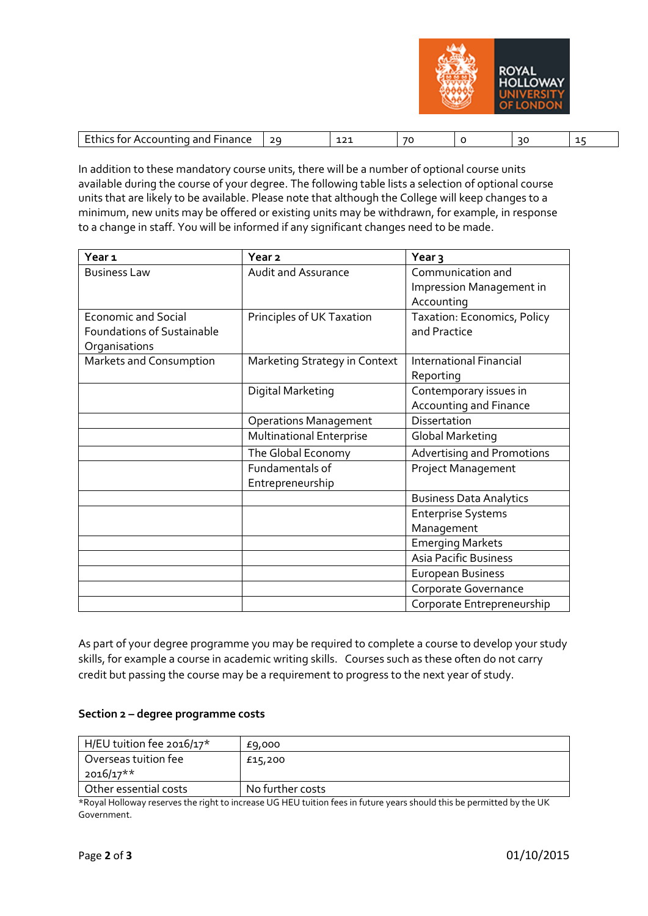| Ethics for Accounting and Finance | 29 | 121 | 70 | 0 | 30 | 15 |
|---|---|---|---|---|---|---|

In addition to these mandatory course units, there will be a number of optional course units available during the course of your degree. The following table lists a selection of optional course units that are likely to be available. Please note that although the College will keep changes to a minimum, new units may be offered or existing units may be withdrawn, for example, in response to a change in staff. You will be informed if any significant changes need to be made.

| Year 1 | Year 2 | Year 3 |
|---|---|---|
| Business Law | Audit and Assurance | Communication and Impression Management in Accounting |
| Economic and Social Foundations of Sustainable Organisations | Principles of UK Taxation | Taxation: Economics, Policy and Practice |
| Markets and Consumption | Marketing Strategy in Context | International Financial Reporting |
| | Digital Marketing | Contemporary issues in Accounting and Finance |
| | Operations Management | Dissertation |
| | Multinational Enterprise | Global Marketing |
| | The Global Economy | Advertising and Promotions |
| | Fundamentals of Entrepreneurship | Project Management |
| | | Business Data Analytics |
| | | Enterprise Systems Management |
| | | Emerging Markets |
| | | Asia Pacific Business |
| | | European Business |
| | | Corporate Governance |
| | | Corporate Entrepreneurship |

As part of your degree programme you may be required to complete a course to develop your study skills, for example a course in academic writing skills. Courses such as these often do not carry credit but passing the course may be a requirement to progress to the next year of study.

**Section 2 – degree programme costs**

| H/EU tuition fee 2016/17* | £9,000 |
|---|---|
| Overseas tuition fee 2016/17** | £15,200 |
| Other essential costs | No further costs |

*Royal Holloway reserves the right to increase UG HEU tuition fees in future years should this be permitted by the UK Government.

01/10/2015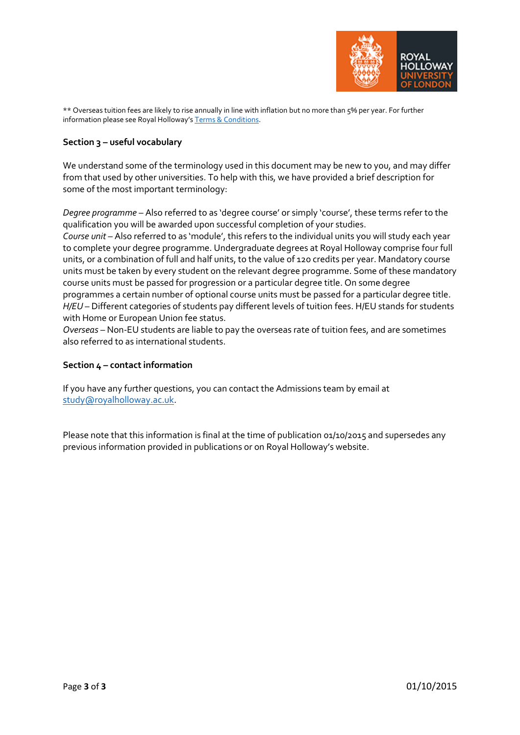** Overseas tuition fees are likely to rise annually in line with inflation but no more than 5% per year. For further information please see Royal Holloway's Terms & Conditions.

**Section 3 – useful vocabulary**

We understand some of the terminology used in this document may be new to you, and may differ from that used by other universities. To help with this, we have provided a brief description for some of the most important terminology:

*Degree programme* – Also referred to as 'degree course' or simply 'course', these terms refer to the qualification you will be awarded upon successful completion of your studies.
*Course unit* – Also referred to as 'module', this refers to the individual units you will study each year to complete your degree programme. Undergraduate degrees at Royal Holloway comprise four full units, or a combination of full and half units, to the value of 120 credits per year. Mandatory course units must be taken by every student on the relevant degree programme. Some of these mandatory course units must be passed for progression or a particular degree title. On some degree programmes a certain number of optional course units must be passed for a particular degree title.
*H/EU* – Different categories of students pay different levels of tuition fees. H/EU stands for students with Home or European Union fee status.
*Overseas* – Non-EU students are liable to pay the overseas rate of tuition fees, and are sometimes also referred to as international students.

**Section 4 – contact information**

If you have any further questions, you can contact the Admissions team by email at study@royalholloway.ac.uk.

Please note that this information is final at the time of publication 01/10/2015 and supersedes any previous information provided in publications or on Royal Holloway's website.